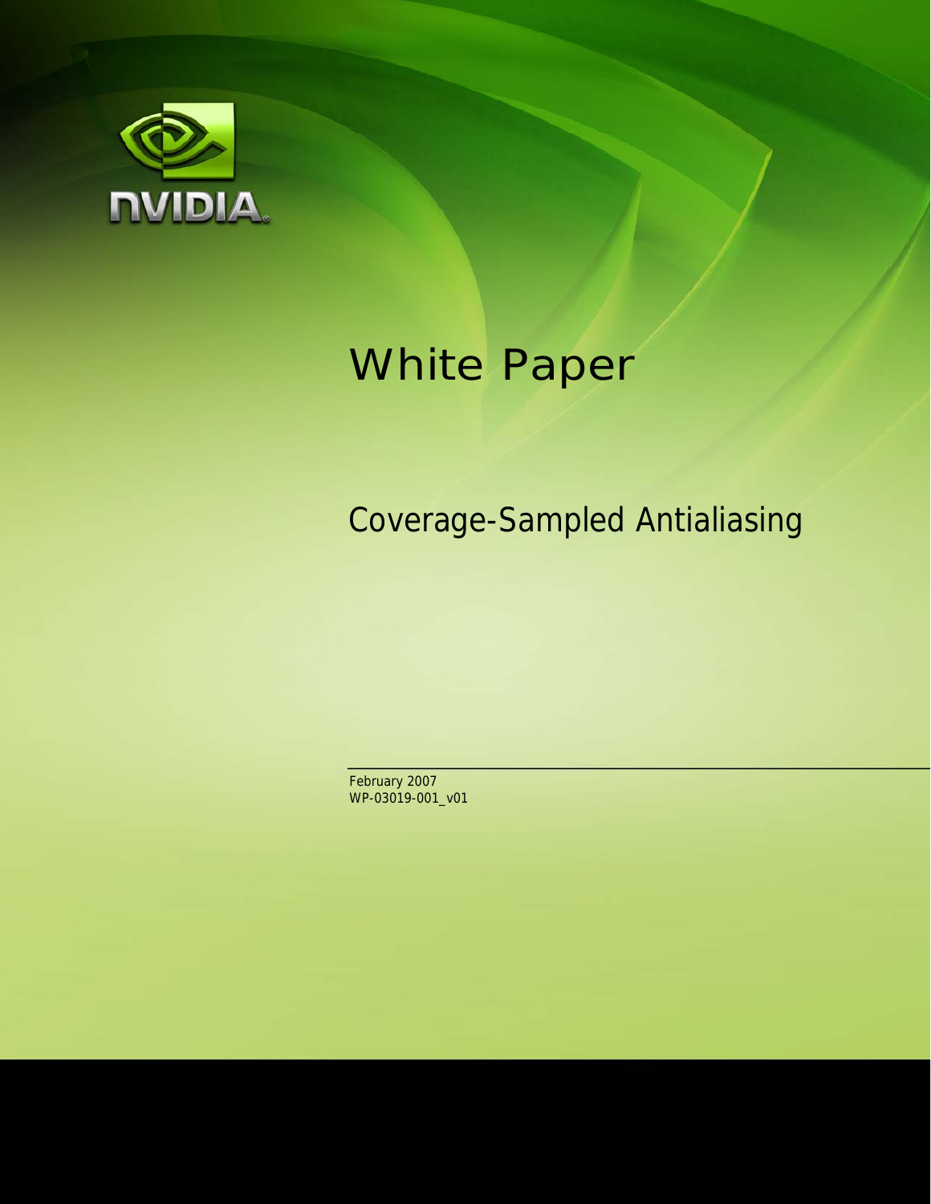NVIDIA

# White Paper

## Coverage-Sampled Antialiasing

February 2007
WP-03019-001_v01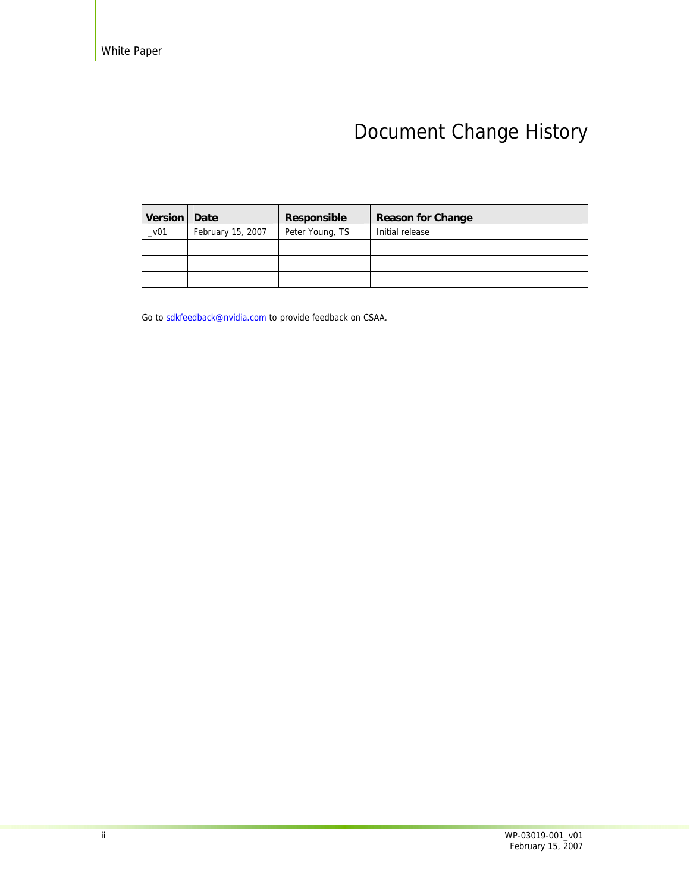# Document Change History

| Version | Date | Responsible | Reason for Change |
|---|---|---|---|
| _v01 | February 15, 2007 | Peter Young, TS | Initial release |
| | | | |
| | | | |
| | | | |

Go to sdkfeedback@nvidia.com to provide feedback on CSAA.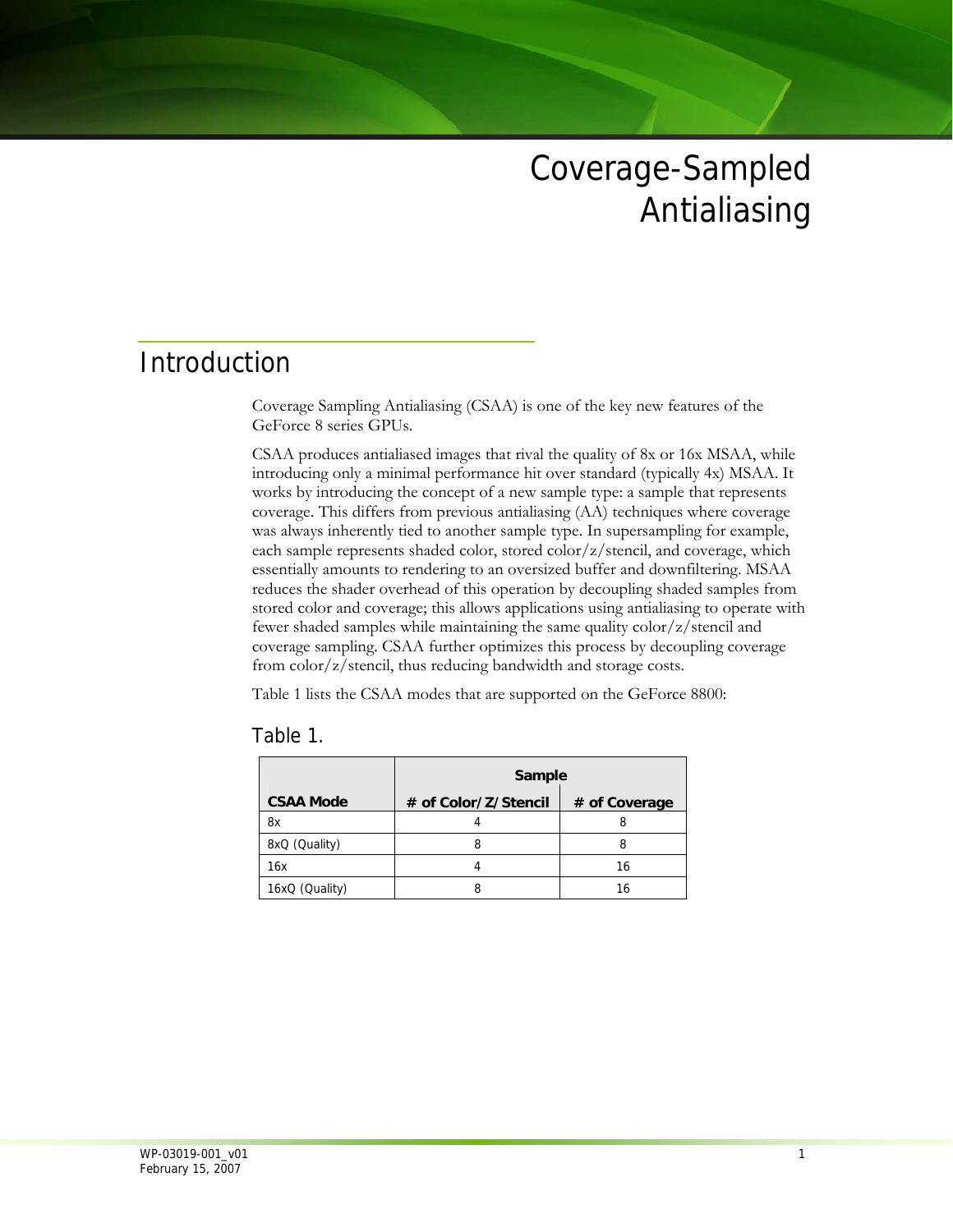# Coverage-Sampled Antialiasing

## Introduction

Coverage Sampling Antialiasing (CSAA) is one of the key new features of the GeForce 8 series GPUs.

CSAA produces antialiased images that rival the quality of 8x or 16x MSAA, while introducing only a minimal performance hit over standard (typically 4x) MSAA. It works by introducing the concept of a new sample type: a sample that represents coverage. This differs from previous antialiasing (AA) techniques where coverage was always inherently tied to another sample type. In supersampling for example, each sample represents shaded color, stored color/z/stencil, and coverage, which essentially amounts to rendering to an oversized buffer and downfiltering. MSAA reduces the shader overhead of this operation by decoupling shaded samples from stored color and coverage; this allows applications using antialiasing to operate with fewer shaded samples while maintaining the same quality color/z/stencil and coverage sampling. CSAA further optimizes this process by decoupling coverage from color/z/stencil, thus reducing bandwidth and storage costs.

Table 1 lists the CSAA modes that are supported on the GeForce 8800:

Table 1.

| CSAA Mode | Sample | |
|---|---|---|
| | # of Color/Z/Stencil | # of Coverage |
| 8x | 4 | 8 |
| 8xQ (Quality) | 8 | 8 |
| 16x | 4 | 16 |
| 16xQ (Quality) | 8 | 16 |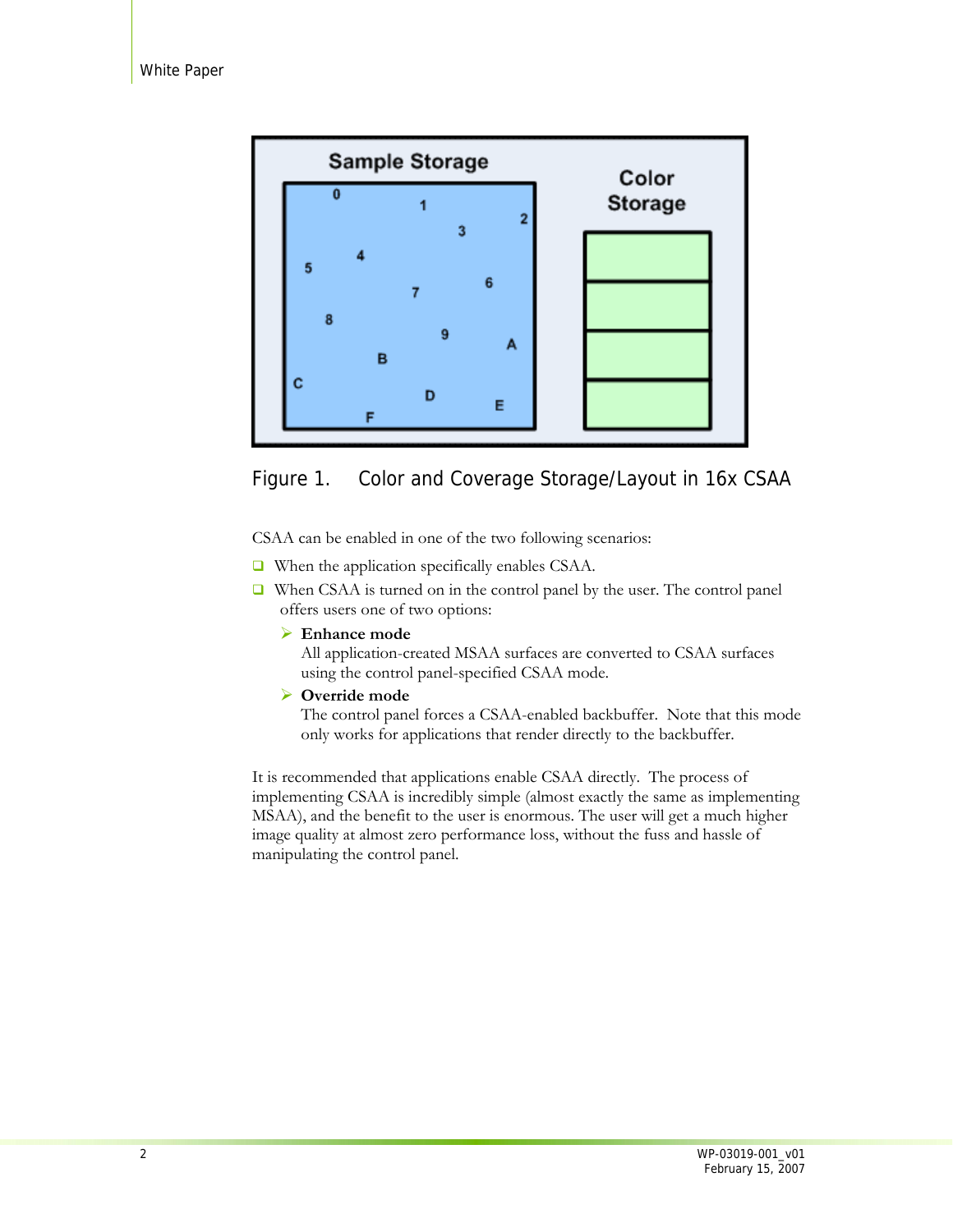Figure 1. Color and Coverage Storage/Layout in 16x CSAA

CSAA can be enabled in one of the two following scenarios:

- When the application specifically enables CSAA.
- When CSAA is turned on in the control panel by the user. The control panel offers users one of two options:
  - **Enhance mode**
    All application-created MSAA surfaces are converted to CSAA surfaces using the control panel-specified CSAA mode.
  - **Override mode**
    The control panel forces a CSAA-enabled backbuffer. Note that this mode only works for applications that render directly to the backbuffer.

It is recommended that applications enable CSAA directly. The process of implementing CSAA is incredibly simple (almost exactly the same as implementing MSAA), and the benefit to the user is enormous. The user will get a much higher image quality at almost zero performance loss, without the fuss and hassle of manipulating the control panel.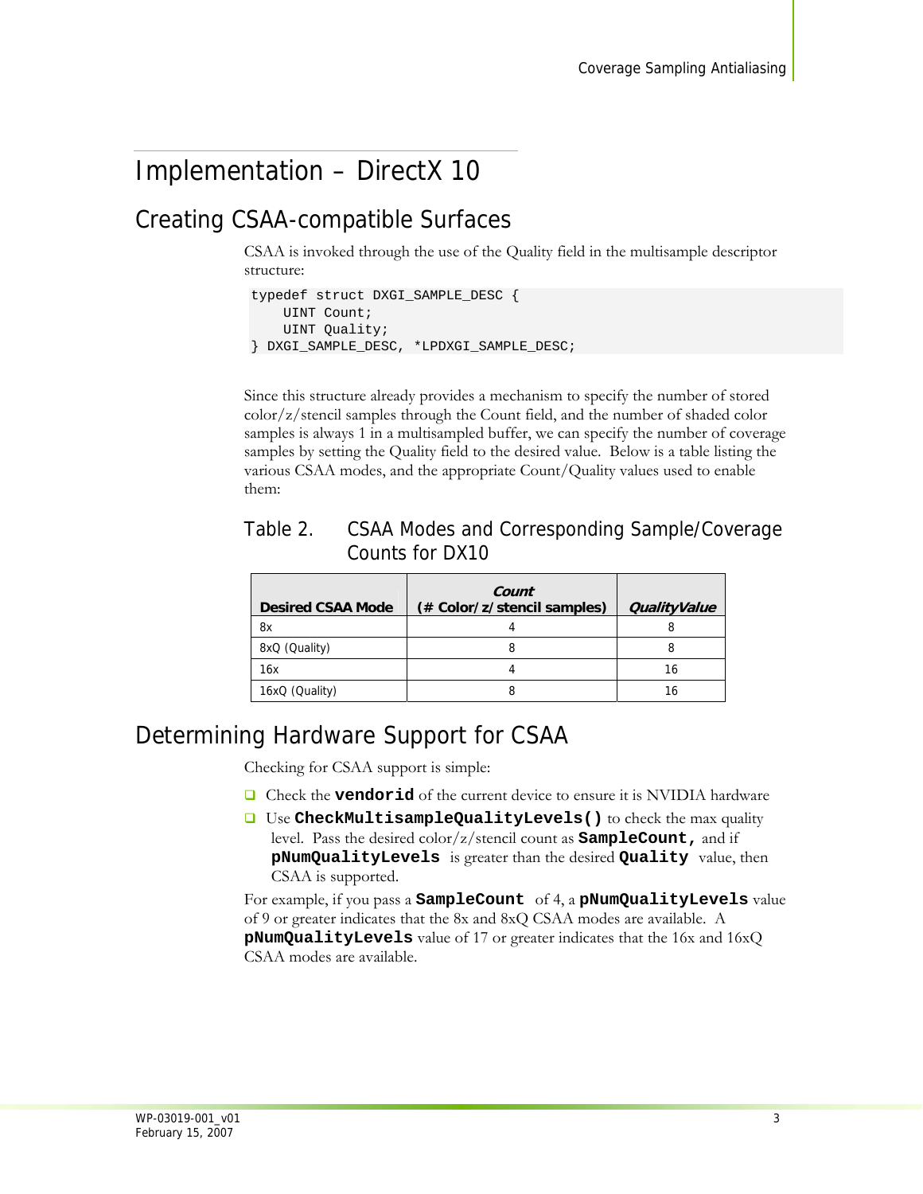# Implementation – DirectX 10

## Creating CSAA-compatible Surfaces

CSAA is invoked through the use of the Quality field in the multisample descriptor structure:

```
typedef struct DXGI_SAMPLE_DESC {
    UINT Count;
    UINT Quality;
} DXGI_SAMPLE_DESC, *LPDXGI_SAMPLE_DESC;
```

Since this structure already provides a mechanism to specify the number of stored color/z/stencil samples through the Count field, and the number of shaded color samples is always 1 in a multisampled buffer, we can specify the number of coverage samples by setting the Quality field to the desired value. Below is a table listing the various CSAA modes, and the appropriate Count/Quality values used to enable them:

Table 2. CSAA Modes and Corresponding Sample/Coverage Counts for DX10

| Desired CSAA Mode | ***Count*** **(# Color/z/stencil samples)** | ***QualityValue*** |
|---|---|---|
| 8x | 4 | 8 |
| 8xQ (Quality) | 8 | 8 |
| 16x | 4 | 16 |
| 16xQ (Quality) | 8 | 16 |

## Determining Hardware Support for CSAA

Checking for CSAA support is simple:

- Check the **`vendorid`** of the current device to ensure it is NVIDIA hardware
- Use **`CheckMultisampleQualityLevels()`** to check the max quality level. Pass the desired color/z/stencil count as **`SampleCount,`** and if **`pNumQualityLevels`** is greater than the desired **`Quality`** value, then CSAA is supported.

For example, if you pass a **`SampleCount`** of 4, a **`pNumQualityLevels`** value of 9 or greater indicates that the 8x and 8xQ CSAA modes are available. A **`pNumQualityLevels`** value of 17 or greater indicates that the 16x and 16xQ CSAA modes are available.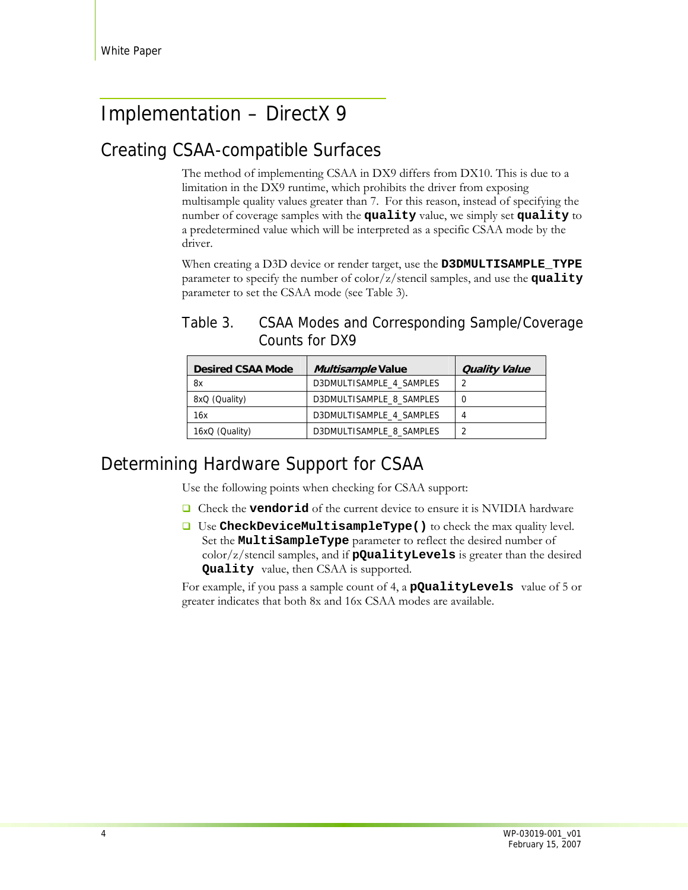# Implementation – DirectX 9

## Creating CSAA-compatible Surfaces

The method of implementing CSAA in DX9 differs from DX10. This is due to a limitation in the DX9 runtime, which prohibits the driver from exposing multisample quality values greater than 7. For this reason, instead of specifying the number of coverage samples with the **`quality`** value, we simply set **`quality`** to a predetermined value which will be interpreted as a specific CSAA mode by the driver.

When creating a D3D device or render target, use the **`D3DMULTISAMPLE_TYPE`** parameter to specify the number of color/z/stencil samples, and use the **`quality`** parameter to set the CSAA mode (see Table 3).

### Table 3. CSAA Modes and Corresponding Sample/Coverage Counts for DX9

| Desired CSAA Mode | *Multisample* Value | *Quality Value* |
|---|---|---|
| 8x | D3DMULTISAMPLE_4_SAMPLES | 2 |
| 8xQ (Quality) | D3DMULTISAMPLE_8_SAMPLES | 0 |
| 16x | D3DMULTISAMPLE_4_SAMPLES | 4 |
| 16xQ (Quality) | D3DMULTISAMPLE_8_SAMPLES | 2 |

## Determining Hardware Support for CSAA

Use the following points when checking for CSAA support:

- Check the **`vendorid`** of the current device to ensure it is NVIDIA hardware
- Use **`CheckDeviceMultisampleType()`** to check the max quality level. Set the **`MultiSampleType`** parameter to reflect the desired number of color/z/stencil samples, and if **`pQualityLevels`** is greater than the desired **`Quality`** value, then CSAA is supported.

For example, if you pass a sample count of 4, a **`pQualityLevels`** value of 5 or greater indicates that both 8x and 16x CSAA modes are available.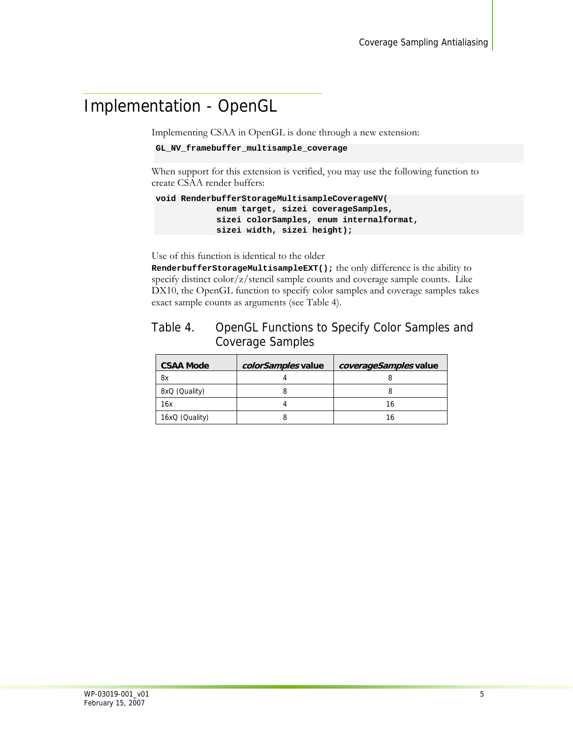# Implementation - OpenGL

Implementing CSAA in OpenGL is done through a new extension:

```
GL_NV_framebuffer_multisample_coverage
```

When support for this extension is verified, you may use the following function to create CSAA render buffers:

```
void RenderbufferStorageMultisampleCoverageNV(
            enum target, sizei coverageSamples,
            sizei colorSamples, enum internalformat,
            sizei width, sizei height);
```

Use of this function is identical to the older **RenderbufferStorageMultisampleEXT();** the only difference is the ability to specify distinct color/z/stencil sample counts and coverage sample counts. Like DX10, the OpenGL function to specify color samples and coverage samples takes exact sample counts as arguments (see Table 4).

### Table 4. OpenGL Functions to Specify Color Samples and Coverage Samples

| CSAA Mode | *colorSamples* value | *coverageSamples* value |
|---|---|---|
| 8x | 4 | 8 |
| 8xQ (Quality) | 8 | 8 |
| 16x | 4 | 16 |
| 16xQ (Quality) | 8 | 16 |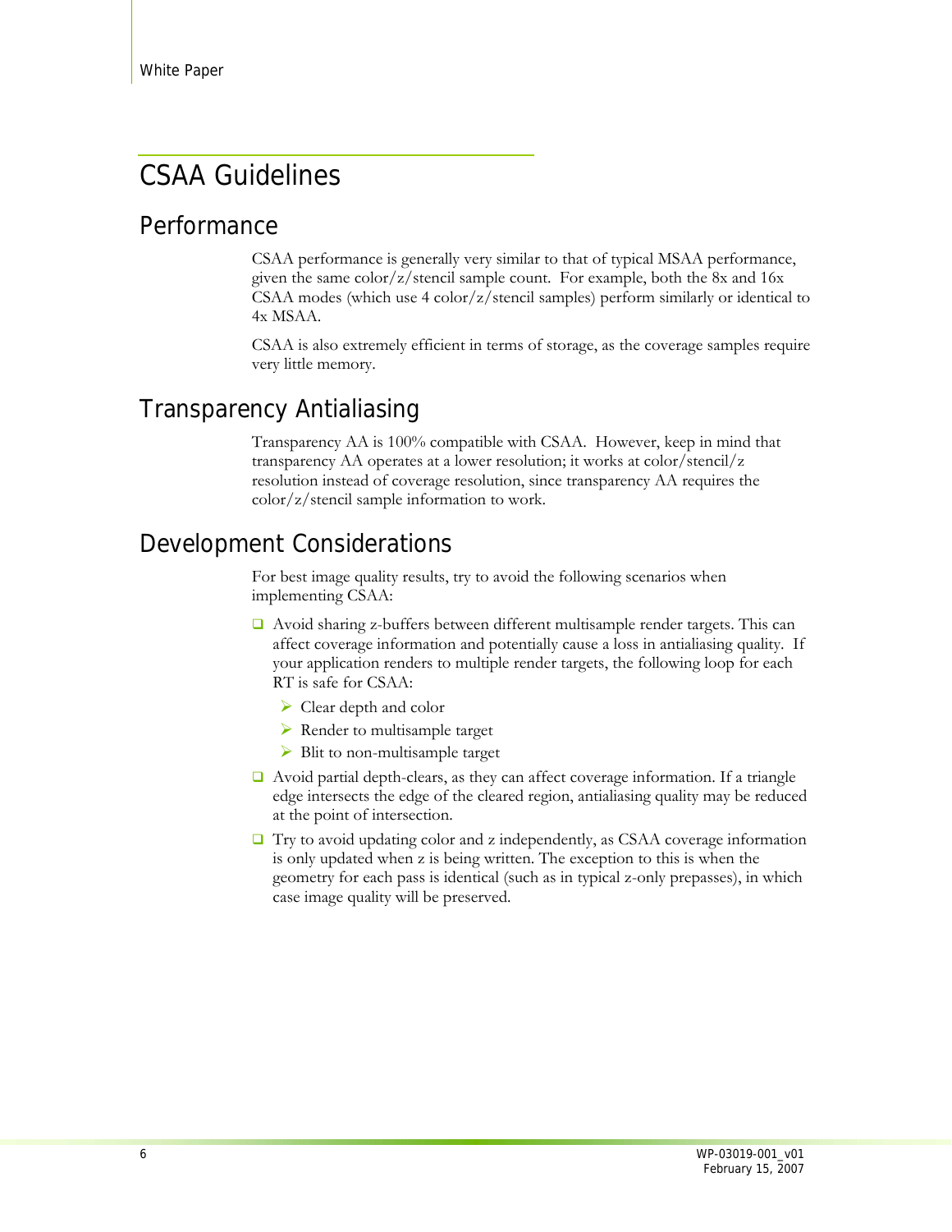# CSAA Guidelines

## Performance

CSAA performance is generally very similar to that of typical MSAA performance, given the same color/z/stencil sample count. For example, both the 8x and 16x CSAA modes (which use 4 color/z/stencil samples) perform similarly or identical to 4x MSAA.

CSAA is also extremely efficient in terms of storage, as the coverage samples require very little memory.

## Transparency Antialiasing

Transparency AA is 100% compatible with CSAA. However, keep in mind that transparency AA operates at a lower resolution; it works at color/stencil/z resolution instead of coverage resolution, since transparency AA requires the color/z/stencil sample information to work.

## Development Considerations

For best image quality results, try to avoid the following scenarios when implementing CSAA:

- Avoid sharing z-buffers between different multisample render targets. This can affect coverage information and potentially cause a loss in antialiasing quality. If your application renders to multiple render targets, the following loop for each RT is safe for CSAA:
  - Clear depth and color
  - Render to multisample target
  - Blit to non-multisample target
- Avoid partial depth-clears, as they can affect coverage information. If a triangle edge intersects the edge of the cleared region, antialiasing quality may be reduced at the point of intersection.
- Try to avoid updating color and z independently, as CSAA coverage information is only updated when z is being written. The exception to this is when the geometry for each pass is identical (such as in typical z-only prepasses), in which case image quality will be preserved.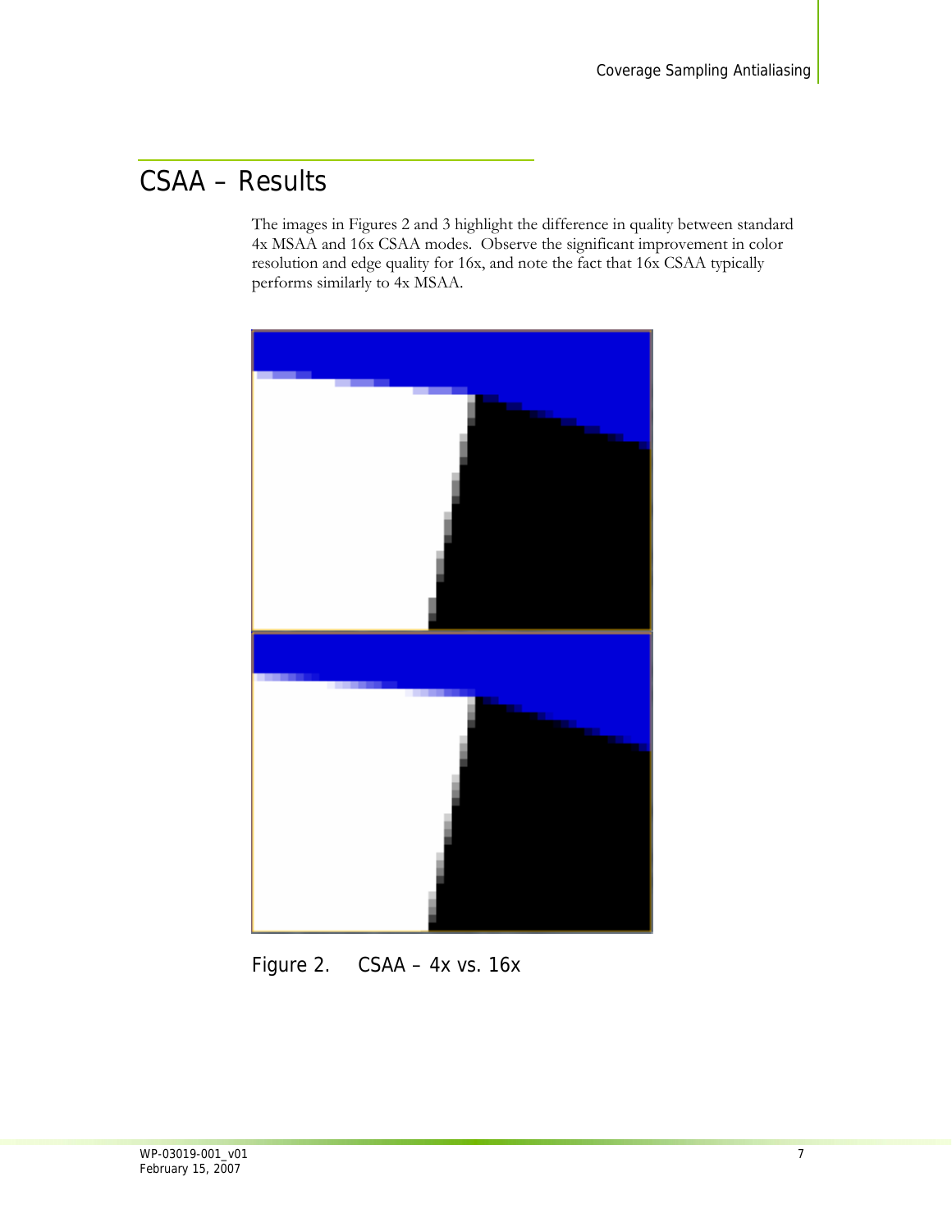# CSAA – Results

The images in Figures 2 and 3 highlight the difference in quality between standard 4x MSAA and 16x CSAA modes. Observe the significant improvement in color resolution and edge quality for 16x, and note the fact that 16x CSAA typically performs similarly to 4x MSAA.

Figure 2. CSAA – 4x vs. 16x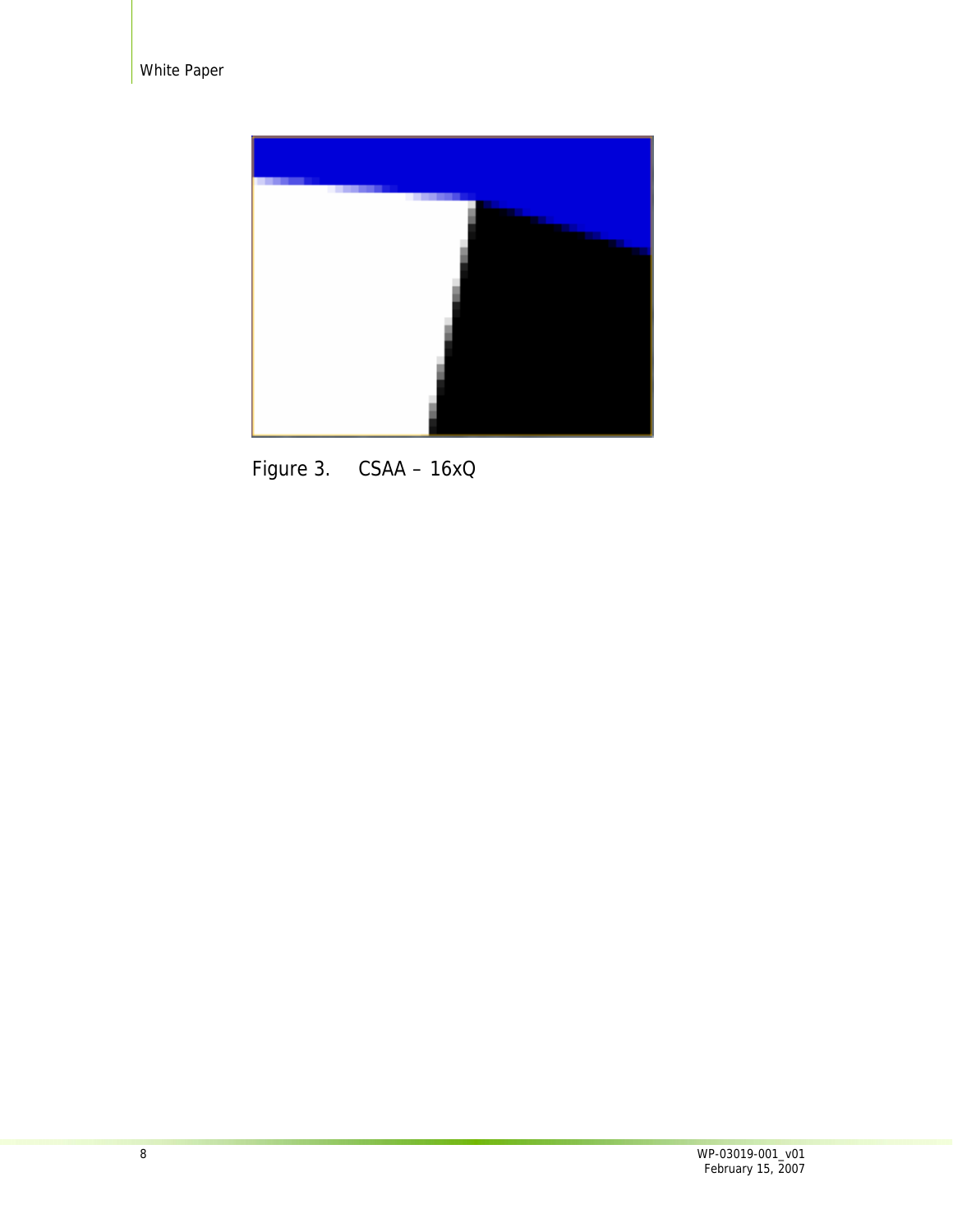Figure 3. CSAA – 16xQ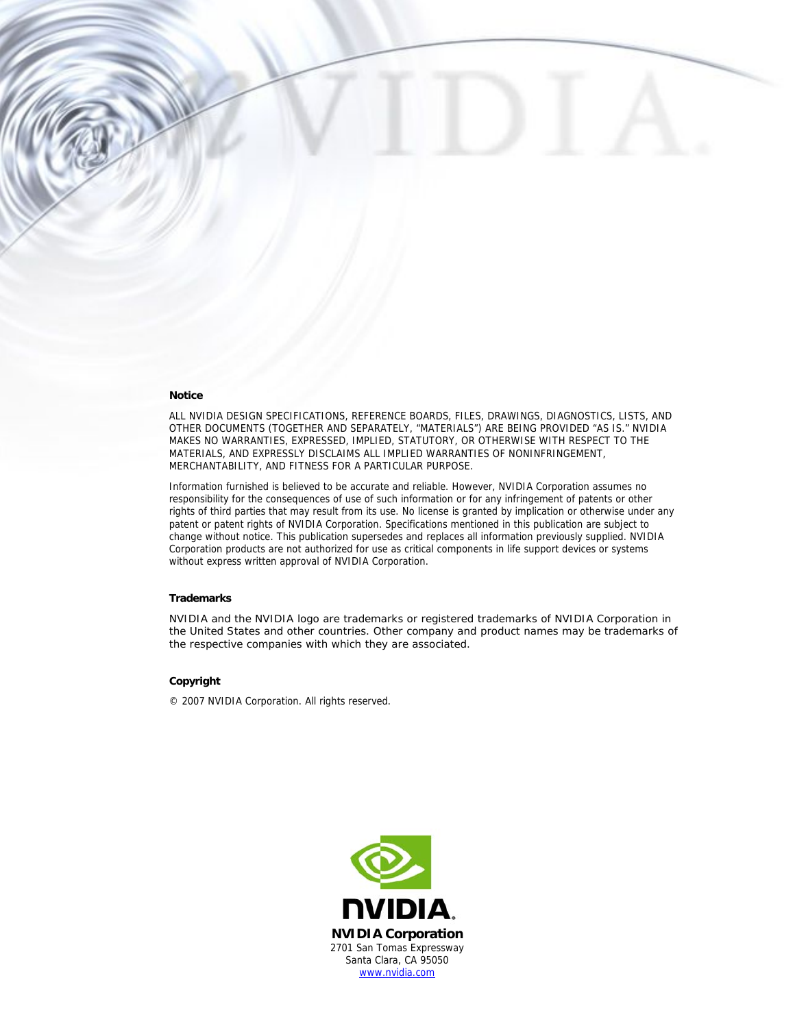**Notice**

ALL NVIDIA DESIGN SPECIFICATIONS, REFERENCE BOARDS, FILES, DRAWINGS, DIAGNOSTICS, LISTS, AND OTHER DOCUMENTS (TOGETHER AND SEPARATELY, "MATERIALS") ARE BEING PROVIDED "AS IS." NVIDIA MAKES NO WARRANTIES, EXPRESSED, IMPLIED, STATUTORY, OR OTHERWISE WITH RESPECT TO THE MATERIALS, AND EXPRESSLY DISCLAIMS ALL IMPLIED WARRANTIES OF NONINFRINGEMENT, MERCHANTABILITY, AND FITNESS FOR A PARTICULAR PURPOSE.

Information furnished is believed to be accurate and reliable. However, NVIDIA Corporation assumes no responsibility for the consequences of use of such information or for any infringement of patents or other rights of third parties that may result from its use. No license is granted by implication or otherwise under any patent or patent rights of NVIDIA Corporation. Specifications mentioned in this publication are subject to change without notice. This publication supersedes and replaces all information previously supplied. NVIDIA Corporation products are not authorized for use as critical components in life support devices or systems without express written approval of NVIDIA Corporation.

**Trademarks**

NVIDIA and the NVIDIA logo are trademarks or registered trademarks of NVIDIA Corporation in the United States and other countries. Other company and product names may be trademarks of the respective companies with which they are associated.

**Copyright**

© 2007 NVIDIA Corporation. All rights reserved.

**NVIDIA Corporation**
2701 San Tomas Expressway
Santa Clara, CA 95050
www.nvidia.com